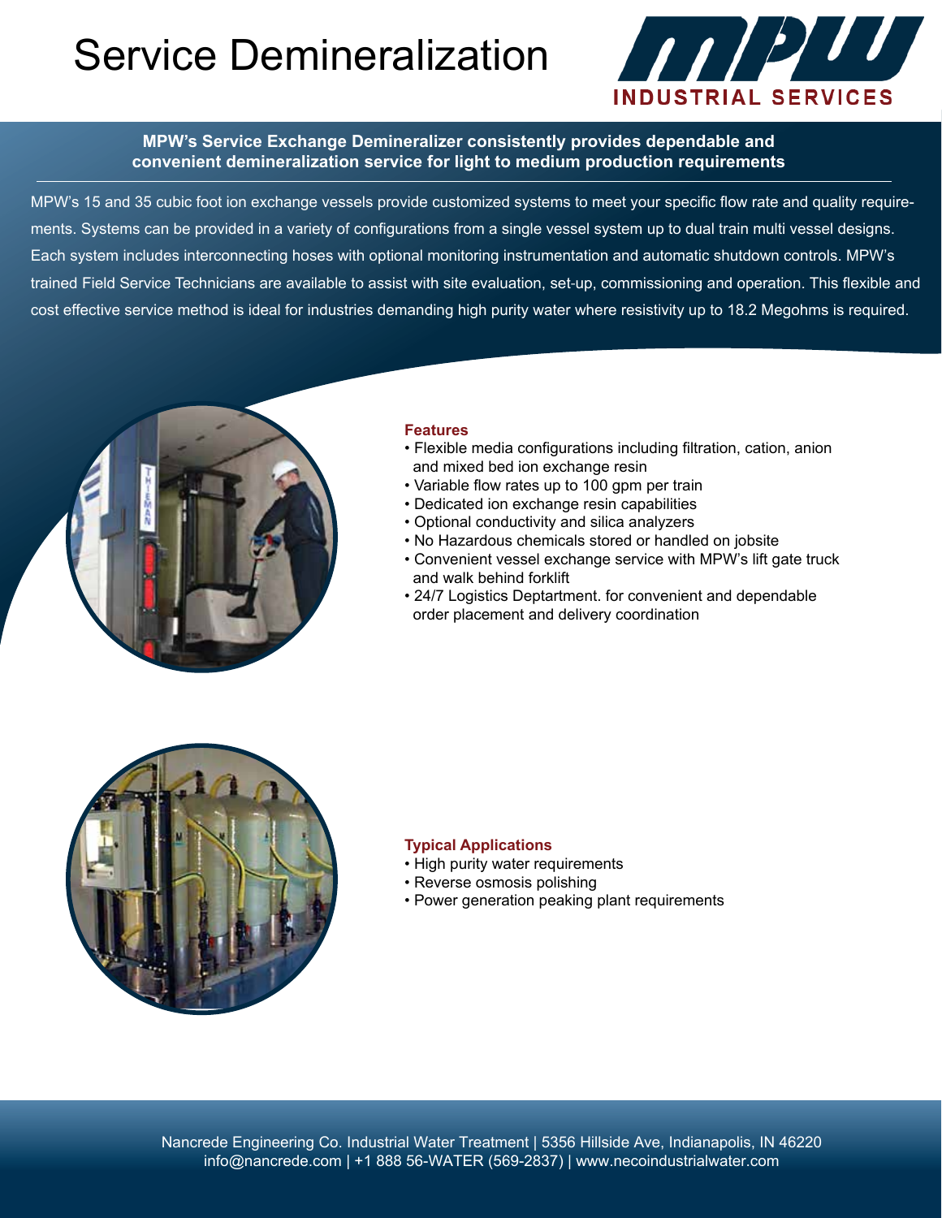# Service Demineralization

MPW INDUSTRIAL SERVICES

**MPW's Service Exchange Demineralizer consistently provides dependable and convenient demineralization service for light to medium production requirements**

MPW's 15 and 35 cubic foot ion exchange vessels provide customized systems to meet your specific flow rate and quality requirements. Systems can be provided in a variety of configurations from a single vessel system up to dual train multi vessel designs. Each system includes interconnecting hoses with optional monitoring instrumentation and automatic shutdown controls. MPW's trained Field Service Technicians are available to assist with site evaluation, set-up, commissioning and operation. This flexible and cost effective service method is ideal for industries demanding high purity water where resistivity up to 18.2 Megohms is required.

### Features

- Flexible media configurations including filtration, cation, anion and mixed bed ion exchange resin
- Variable flow rates up to 100 gpm per train
- Dedicated ion exchange resin capabilities
- Optional conductivity and silica analyzers
- No Hazardous chemicals stored or handled on jobsite
- Convenient vessel exchange service with MPW's lift gate truck and walk behind forklift
- 24/7 Logistics Deptartment. for convenient and dependable order placement and delivery coordination

### Typical Applications

- High purity water requirements
- Reverse osmosis polishing
- Power generation peaking plant requirements

Nancrede Engineering Co. Industrial Water Treatment | 5356 Hillside Ave, Indianapolis, IN 46220
info@nancrede.com | +1 888 56-WATER (569-2837) | www.necoindustrialwater.com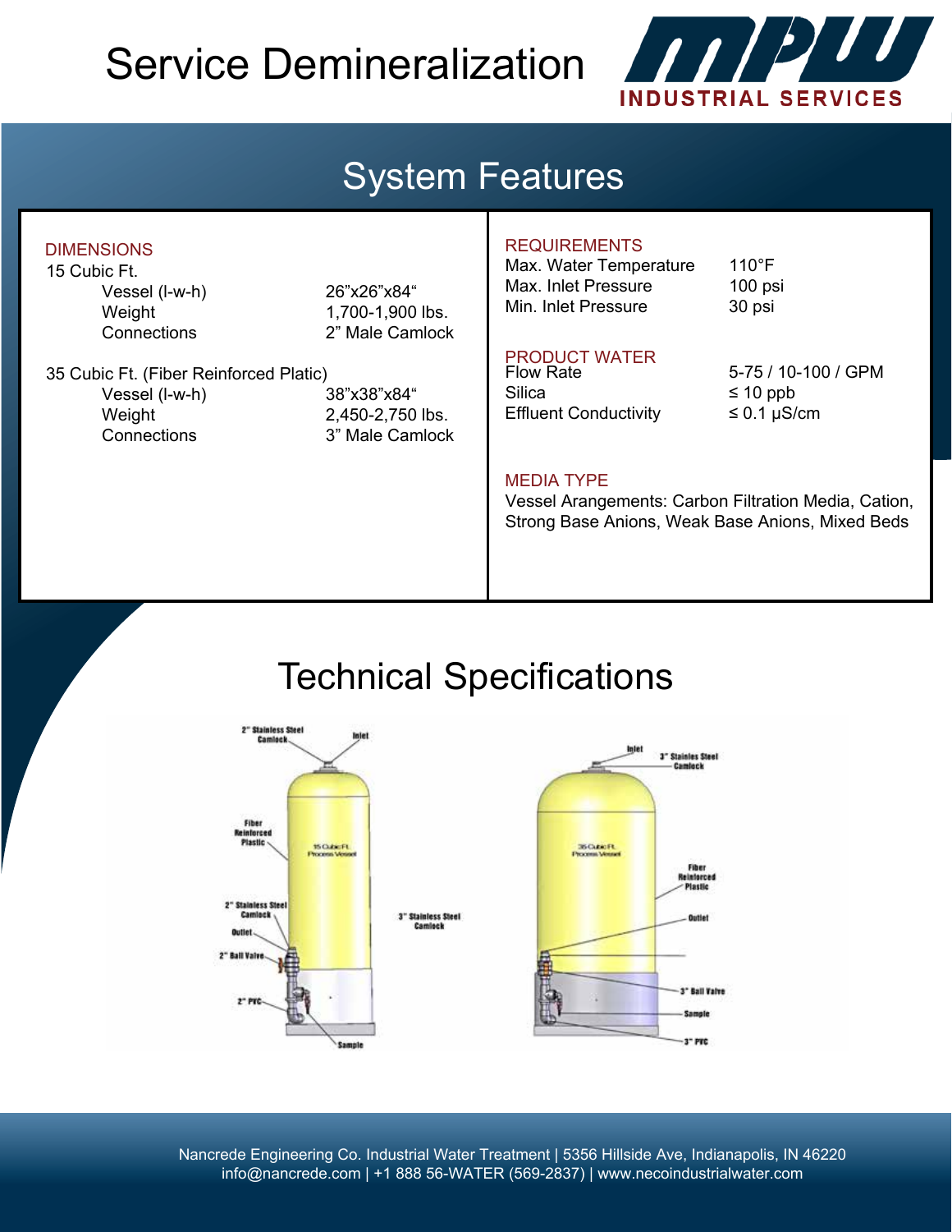# Service Demineralization

MPW INDUSTRIAL SERVICES

## System Features

### DIMENSIONS

15 Cubic Ft.

| | |
|---|---|
| Vessel (l-w-h) | 26"x26"x84" |
| Weight | 1,700-1,900 lbs. |
| Connections | 2" Male Camlock |

35 Cubic Ft. (Fiber Reinforced Platic)

| | |
|---|---|
| Vessel (l-w-h) | 38"x38"x84" |
| Weight | 2,450-2,750 lbs. |
| Connections | 3" Male Camlock |

### REQUIREMENTS

| | |
|---|---|
| Max. Water Temperature | 110°F |
| Max. Inlet Pressure | 100 psi |
| Min. Inlet Pressure | 30 psi |

### PRODUCT WATER

| | |
|---|---|
| Flow Rate | 5-75 / 10-100 / GPM |
| Silica | ≤ 10 ppb |
| Effluent Conductivity | ≤ 0.1 μS/cm |

### MEDIA TYPE

Vessel Arangements: Carbon Filtration Media, Cation, Strong Base Anions, Weak Base Anions, Mixed Beds

## Technical Specifications

2" Stainless Steel Camlock
Inlet
Fiber Reinforced Plastic
15 Cubic Ft. Process Vessel
2" Stainless Steel Camlock
Outlet
2" Ball Valve
2" PVC
Sample

3" Stainless Steel Camlock

Inlet
3" Stainles Steel Camlock
35 Cubic Ft. Process Vessel
Fiber Reinforced Plastic
Outlet
3" Ball Valve
Sample
3" PVC

Nancrede Engineering Co. Industrial Water Treatment | 5356 Hillside Ave, Indianapolis, IN 46220
info@nancrede.com | +1 888 56-WATER (569-2837) | www.necoindustrialwater.com